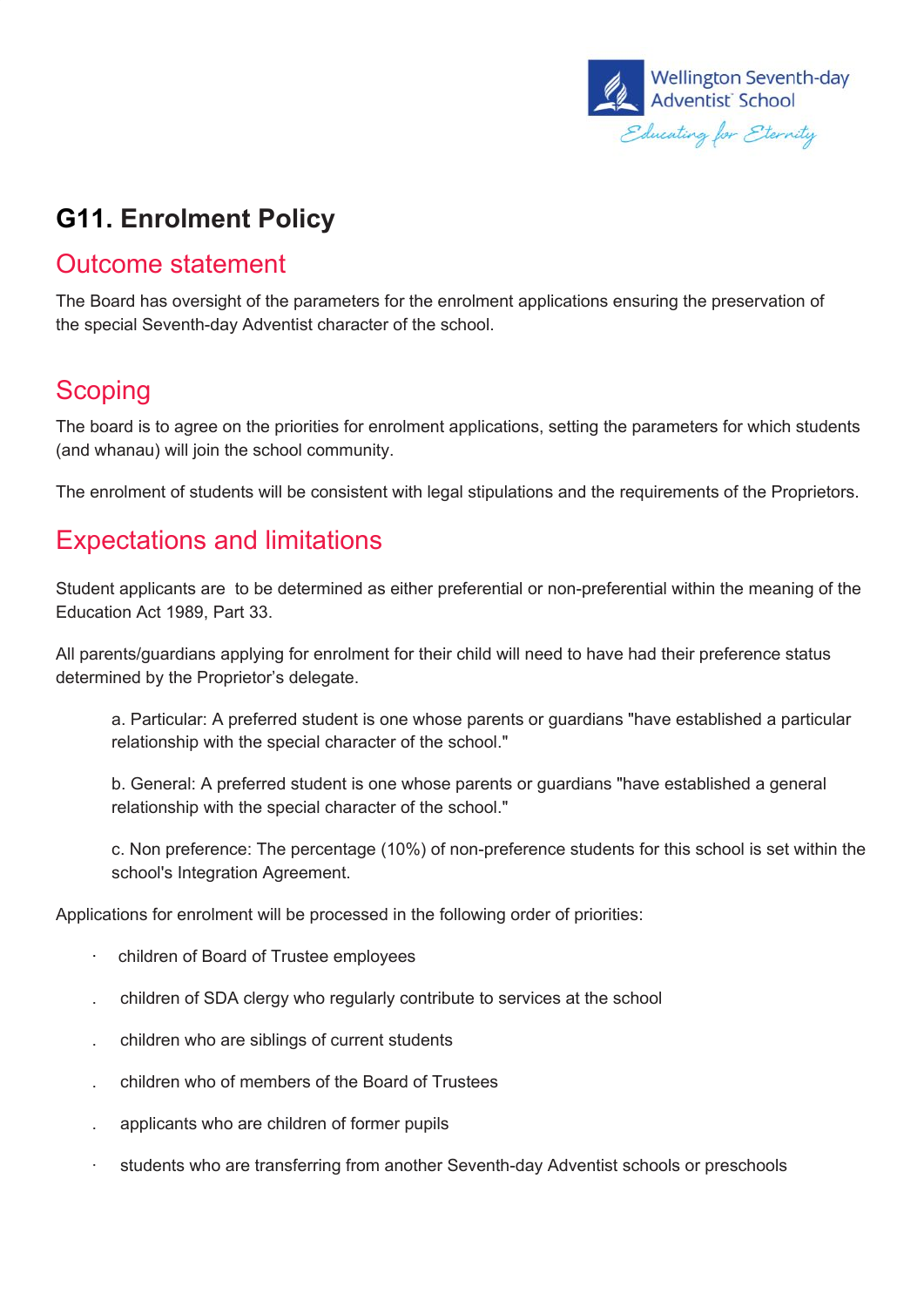Wellington Seventh-day Adventist School

*Educating for Eternity*

# G11. Enrolment Policy

## Outcome statement

The Board has oversight of the parameters for the enrolment applications ensuring the preservation of the special Seventh-day Adventist character of the school.

## Scoping

The board is to agree on the priorities for enrolment applications, setting the parameters for which students (and whanau) will join the school community.

The enrolment of students will be consistent with legal stipulations and the requirements of the Proprietors.

## Expectations and limitations

Student applicants are to be determined as either preferential or non-preferential within the meaning of the Education Act 1989, Part 33.

All parents/guardians applying for enrolment for their child will need to have had their preference status determined by the Proprietor's delegate.

> a. Particular: A preferred student is one whose parents or guardians "have established a particular relationship with the special character of the school."
>
> b. General: A preferred student is one whose parents or guardians "have established a general relationship with the special character of the school."
>
> c. Non preference: The percentage (10%) of non-preference students for this school is set within the school's Integration Agreement.

Applications for enrolment will be processed in the following order of priorities:

- children of Board of Trustee employees
- children of SDA clergy who regularly contribute to services at the school
- children who are siblings of current students
- children who of members of the Board of Trustees
- applicants who are children of former pupils
- students who are transferring from another Seventh-day Adventist schools or preschools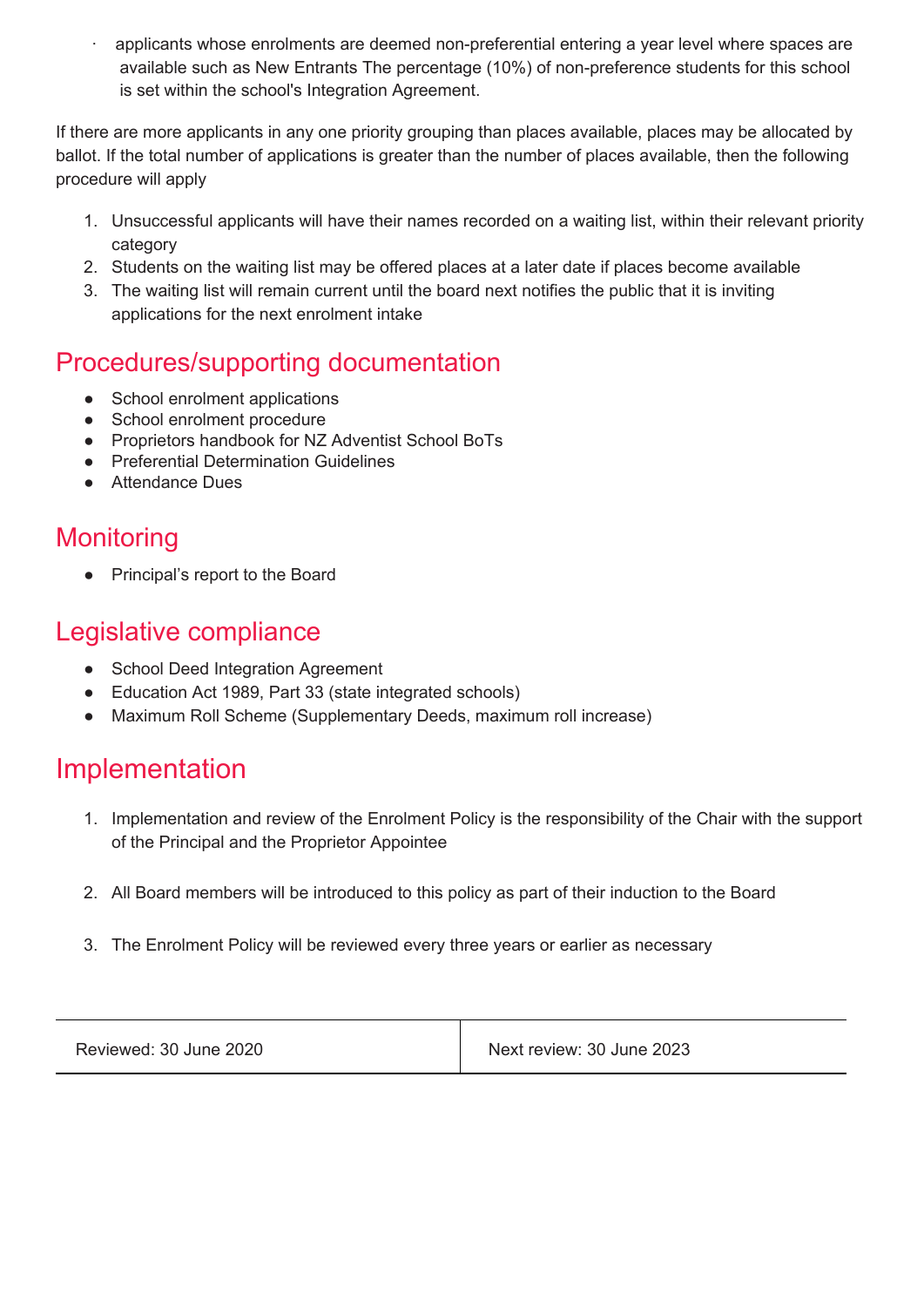- applicants whose enrolments are deemed non-preferential entering a year level where spaces are available such as New Entrants The percentage (10%) of non-preference students for this school is set within the school's Integration Agreement.

If there are more applicants in any one priority grouping than places available, places may be allocated by ballot. If the total number of applications is greater than the number of places available, then the following procedure will apply

1. Unsuccessful applicants will have their names recorded on a waiting list, within their relevant priority category
2. Students on the waiting list may be offered places at a later date if places become available
3. The waiting list will remain current until the board next notifies the public that it is inviting applications for the next enrolment intake

## Procedures/supporting documentation

- School enrolment applications
- School enrolment procedure
- Proprietors handbook for NZ Adventist School BoTs
- Preferential Determination Guidelines
- Attendance Dues

## Monitoring

- Principal's report to the Board

## Legislative compliance

- School Deed Integration Agreement
- Education Act 1989, Part 33 (state integrated schools)
- Maximum Roll Scheme (Supplementary Deeds, maximum roll increase)

## Implementation

1. Implementation and review of the Enrolment Policy is the responsibility of the Chair with the support of the Principal and the Proprietor Appointee

2. All Board members will be introduced to this policy as part of their induction to the Board

3. The Enrolment Policy will be reviewed every three years or earlier as necessary

| | |
|---|---|
| Reviewed: 30 June 2020 | Next review: 30 June 2023 |